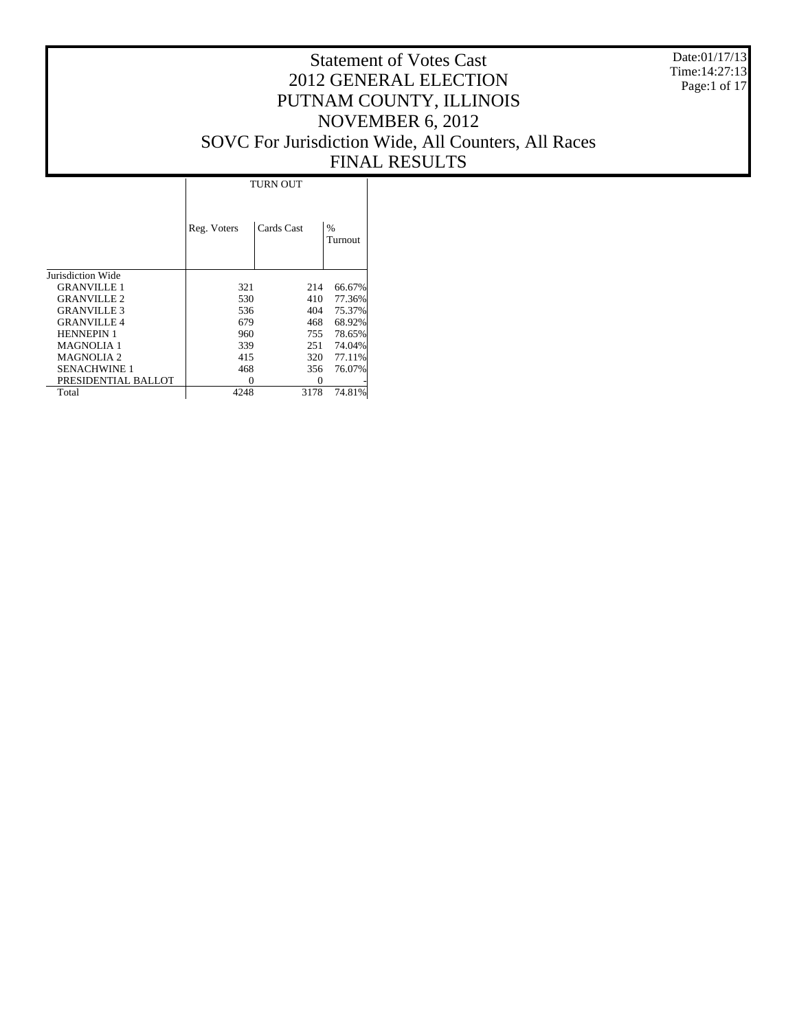# Statement of Votes Cast
# 2012 GENERAL ELECTION
# PUTNAM COUNTY, ILLINOIS
# NOVEMBER 6, 2012
# SOVC For Jurisdiction Wide, All Counters, All Races
# FINAL RESULTS

Date:01/17/13
Time:14:27:13

| | TURN OUT | | |
|---|---|---|---|
| | Reg. Voters | Cards Cast | % Turnout |
| Jurisdiction Wide | | | |
| GRANVILLE 1 | 321 | 214 | 66.67% |
| GRANVILLE 2 | 530 | 410 | 77.36% |
| GRANVILLE 3 | 536 | 404 | 75.37% |
| GRANVILLE 4 | 679 | 468 | 68.92% |
| HENNEPIN 1 | 960 | 755 | 78.65% |
| MAGNOLIA 1 | 339 | 251 | 74.04% |
| MAGNOLIA 2 | 415 | 320 | 77.11% |
| SENACHWINE 1 | 468 | 356 | 76.07% |
| PRESIDENTIAL BALLOT | 0 | 0 | - |
| Total | 4248 | 3178 | 74.81% |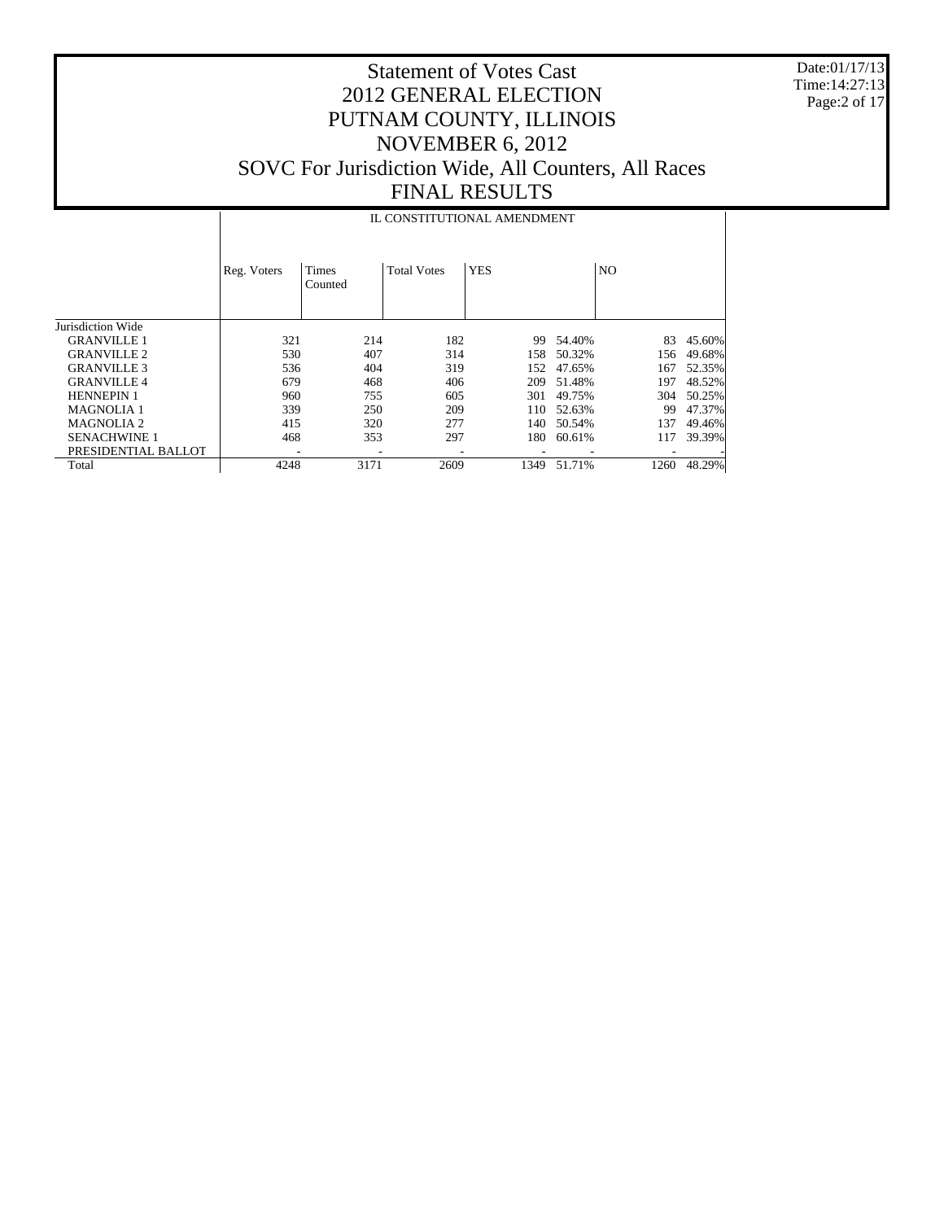# Statement of Votes Cast
## 2012 GENERAL ELECTION
## PUTNAM COUNTY, ILLINOIS
## NOVEMBER 6, 2012
## SOVC For Jurisdiction Wide, All Counters, All Races
## FINAL RESULTS

Date:01/17/13
Time:14:27:13

| | IL CONSTITUTIONAL AMENDMENT | | | | | | |
|---|---|---|---|---|---|---|---|
| | Reg. Voters | Times Counted | Total Votes | YES | | NO | |
| Jurisdiction Wide | | | | | | | |
| GRANVILLE 1 | 321 | 214 | 182 | 99 | 54.40% | 83 | 45.60% |
| GRANVILLE 2 | 530 | 407 | 314 | 158 | 50.32% | 156 | 49.68% |
| GRANVILLE 3 | 536 | 404 | 319 | 152 | 47.65% | 167 | 52.35% |
| GRANVILLE 4 | 679 | 468 | 406 | 209 | 51.48% | 197 | 48.52% |
| HENNEPIN 1 | 960 | 755 | 605 | 301 | 49.75% | 304 | 50.25% |
| MAGNOLIA 1 | 339 | 250 | 209 | 110 | 52.63% | 99 | 47.37% |
| MAGNOLIA 2 | 415 | 320 | 277 | 140 | 50.54% | 137 | 49.46% |
| SENACHWINE 1 | 468 | 353 | 297 | 180 | 60.61% | 117 | 39.39% |
| PRESIDENTIAL BALLOT | - | - | - | - | - | - | - |
| Total | 4248 | 3171 | 2609 | 1349 | 51.71% | 1260 | 48.29% |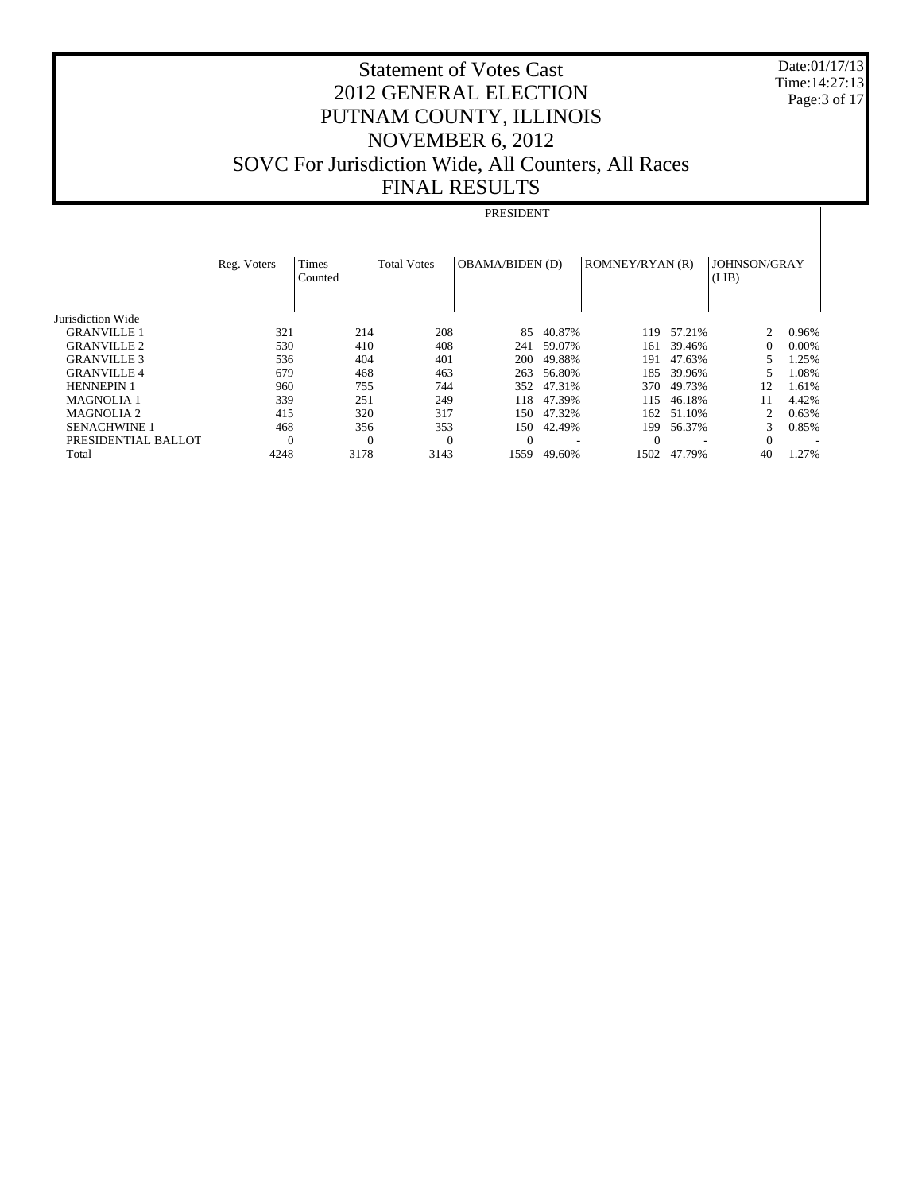# Statement of Votes Cast
## 2012 GENERAL ELECTION
## PUTNAM COUNTY, ILLINOIS
## NOVEMBER 6, 2012
## SOVC For Jurisdiction Wide, All Counters, All Races
## FINAL RESULTS

Date:01/17/13
Time:14:27:13

| | PRESIDENT | | | | | | | | |
|---|---|---|---|---|---|---|---|---|---|
| | Reg. Voters | Times Counted | Total Votes | OBAMA/BIDEN (D) | | ROMNEY/RYAN (R) | | JOHNSON/GRAY (LIB) | |
| Jurisdiction Wide | | | | | | | | | |
| GRANVILLE 1 | 321 | 214 | 208 | 85 | 40.87% | 119 | 57.21% | 2 | 0.96% |
| GRANVILLE 2 | 530 | 410 | 408 | 241 | 59.07% | 161 | 39.46% | 0 | 0.00% |
| GRANVILLE 3 | 536 | 404 | 401 | 200 | 49.88% | 191 | 47.63% | 5 | 1.25% |
| GRANVILLE 4 | 679 | 468 | 463 | 263 | 56.80% | 185 | 39.96% | 5 | 1.08% |
| HENNEPIN 1 | 960 | 755 | 744 | 352 | 47.31% | 370 | 49.73% | 12 | 1.61% |
| MAGNOLIA 1 | 339 | 251 | 249 | 118 | 47.39% | 115 | 46.18% | 11 | 4.42% |
| MAGNOLIA 2 | 415 | 320 | 317 | 150 | 47.32% | 162 | 51.10% | 2 | 0.63% |
| SENACHWINE 1 | 468 | 356 | 353 | 150 | 42.49% | 199 | 56.37% | 3 | 0.85% |
| PRESIDENTIAL BALLOT | 0 | 0 | 0 | 0 | - | 0 | - | 0 | - |
| Total | 4248 | 3178 | 3143 | 1559 | 49.60% | 1502 | 47.79% | 40 | 1.27% |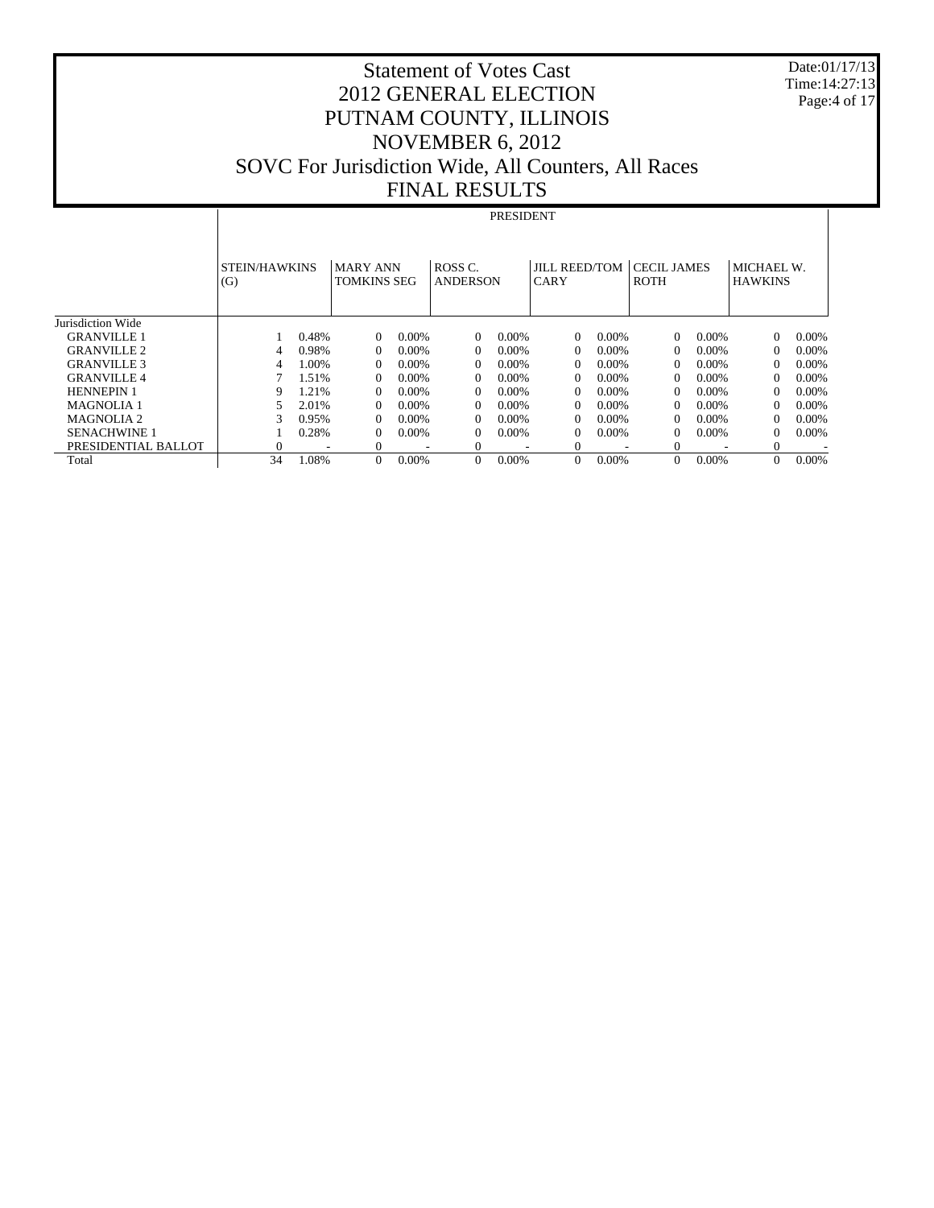# Statement of Votes Cast
## 2012 GENERAL ELECTION
## PUTNAM COUNTY, ILLINOIS
## NOVEMBER 6, 2012
## SOVC For Jurisdiction Wide, All Counters, All Races
## FINAL RESULTS

Date:01/17/13
Time:14:27:13

| | PRESIDENT | | | | | | | | | | | |
|---|---|---|---|---|---|---|---|---|---|---|---|---|
| | STEIN/HAWKINS (G) | | MARY ANN TOMKINS SEG | | ROSS C. ANDERSON | | JILL REED/TOM CARY | | CECIL JAMES ROTH | | MICHAEL W. HAWKINS | |
| Jurisdiction Wide | | | | | | | | | | | | |
| GRANVILLE 1 | 1 | 0.48% | 0 | 0.00% | 0 | 0.00% | 0 | 0.00% | 0 | 0.00% | 0 | 0.00% |
| GRANVILLE 2 | 4 | 0.98% | 0 | 0.00% | 0 | 0.00% | 0 | 0.00% | 0 | 0.00% | 0 | 0.00% |
| GRANVILLE 3 | 4 | 1.00% | 0 | 0.00% | 0 | 0.00% | 0 | 0.00% | 0 | 0.00% | 0 | 0.00% |
| GRANVILLE 4 | 7 | 1.51% | 0 | 0.00% | 0 | 0.00% | 0 | 0.00% | 0 | 0.00% | 0 | 0.00% |
| HENNEPIN 1 | 9 | 1.21% | 0 | 0.00% | 0 | 0.00% | 0 | 0.00% | 0 | 0.00% | 0 | 0.00% |
| MAGNOLIA 1 | 5 | 2.01% | 0 | 0.00% | 0 | 0.00% | 0 | 0.00% | 0 | 0.00% | 0 | 0.00% |
| MAGNOLIA 2 | 3 | 0.95% | 0 | 0.00% | 0 | 0.00% | 0 | 0.00% | 0 | 0.00% | 0 | 0.00% |
| SENACHWINE 1 | 1 | 0.28% | 0 | 0.00% | 0 | 0.00% | 0 | 0.00% | 0 | 0.00% | 0 | 0.00% |
| PRESIDENTIAL BALLOT | 0 | - | 0 | - | 0 | - | 0 | - | 0 | - | 0 | - |
| Total | 34 | 1.08% | 0 | 0.00% | 0 | 0.00% | 0 | 0.00% | 0 | 0.00% | 0 | 0.00% |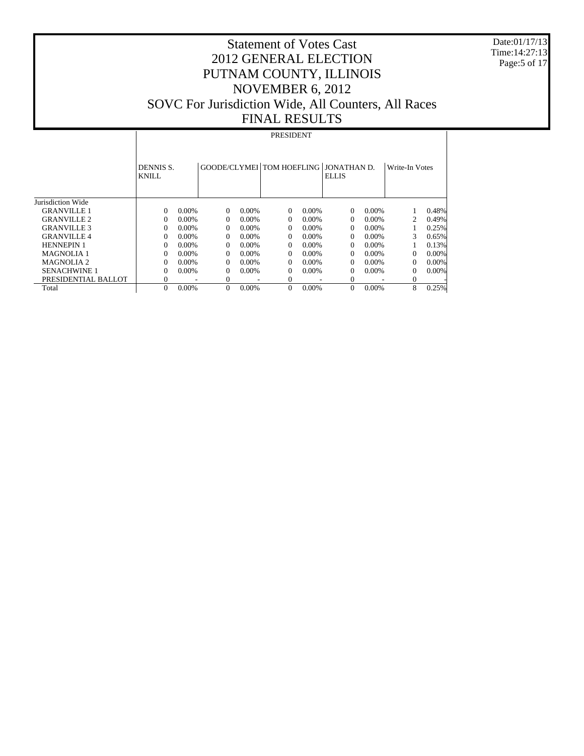# Statement of Votes Cast
# 2012 GENERAL ELECTION
# PUTNAM COUNTY, ILLINOIS
# NOVEMBER 6, 2012
# SOVC For Jurisdiction Wide, All Counters, All Races
# FINAL RESULTS

Date:01/17/13
Time:14:27:13

| | PRESIDENT | | | | | | | | | |
|---|---|---|---|---|---|---|---|---|---|---|
| | DENNIS S. KNILL | | GOODE/CLYMEI | | TOM HOEFLING | | JONATHAN D. ELLIS | | Write-In Votes | |
| Jurisdiction Wide | | | | | | | | | | |
| GRANVILLE 1 | 0 | 0.00% | 0 | 0.00% | 0 | 0.00% | 0 | 0.00% | 1 | 0.48% |
| GRANVILLE 2 | 0 | 0.00% | 0 | 0.00% | 0 | 0.00% | 0 | 0.00% | 2 | 0.49% |
| GRANVILLE 3 | 0 | 0.00% | 0 | 0.00% | 0 | 0.00% | 0 | 0.00% | 1 | 0.25% |
| GRANVILLE 4 | 0 | 0.00% | 0 | 0.00% | 0 | 0.00% | 0 | 0.00% | 3 | 0.65% |
| HENNEPIN 1 | 0 | 0.00% | 0 | 0.00% | 0 | 0.00% | 0 | 0.00% | 1 | 0.13% |
| MAGNOLIA 1 | 0 | 0.00% | 0 | 0.00% | 0 | 0.00% | 0 | 0.00% | 0 | 0.00% |
| MAGNOLIA 2 | 0 | 0.00% | 0 | 0.00% | 0 | 0.00% | 0 | 0.00% | 0 | 0.00% |
| SENACHWINE 1 | 0 | 0.00% | 0 | 0.00% | 0 | 0.00% | 0 | 0.00% | 0 | 0.00% |
| PRESIDENTIAL BALLOT | 0 | - | 0 | - | 0 | - | 0 | - | 0 | - |
| Total | 0 | 0.00% | 0 | 0.00% | 0 | 0.00% | 0 | 0.00% | 8 | 0.25% |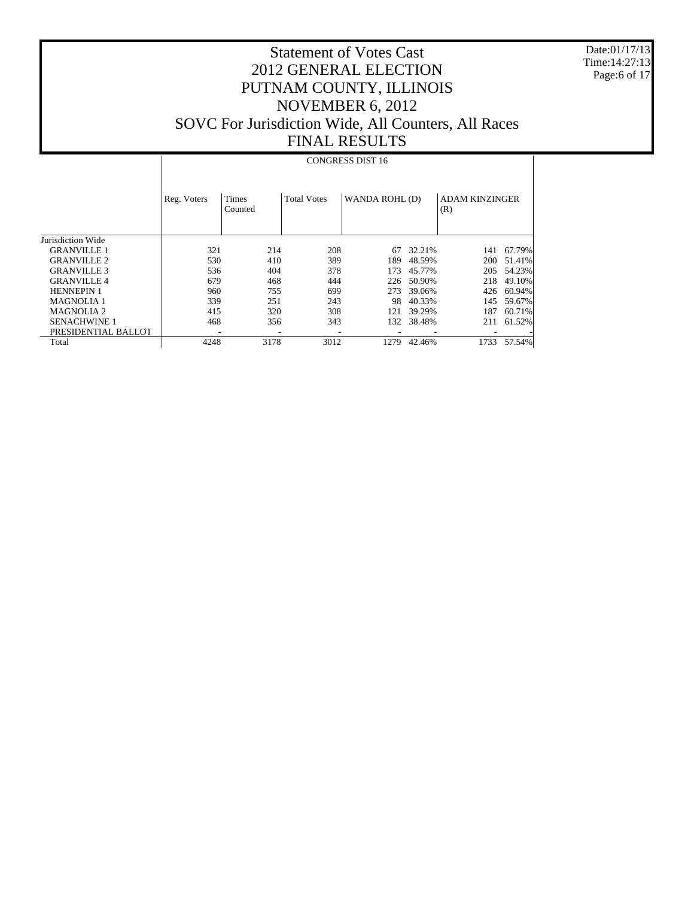# Statement of Votes Cast
# 2012 GENERAL ELECTION
# PUTNAM COUNTY, ILLINOIS
# NOVEMBER 6, 2012
# SOVC For Jurisdiction Wide, All Counters, All Races
# FINAL RESULTS

Date:01/17/13
Time:14:27:13

| | CONGRESS DIST 16 | | | | | | |
|---|---|---|---|---|---|---|---|
| | Reg. Voters | Times Counted | Total Votes | WANDA ROHL (D) | | ADAM KINZINGER (R) | |
| Jurisdiction Wide | | | | | | | |
| GRANVILLE 1 | 321 | 214 | 208 | 67 | 32.21% | 141 | 67.79% |
| GRANVILLE 2 | 530 | 410 | 389 | 189 | 48.59% | 200 | 51.41% |
| GRANVILLE 3 | 536 | 404 | 378 | 173 | 45.77% | 205 | 54.23% |
| GRANVILLE 4 | 679 | 468 | 444 | 226 | 50.90% | 218 | 49.10% |
| HENNEPIN 1 | 960 | 755 | 699 | 273 | 39.06% | 426 | 60.94% |
| MAGNOLIA 1 | 339 | 251 | 243 | 98 | 40.33% | 145 | 59.67% |
| MAGNOLIA 2 | 415 | 320 | 308 | 121 | 39.29% | 187 | 60.71% |
| SENACHWINE 1 | 468 | 356 | 343 | 132 | 38.48% | 211 | 61.52% |
| PRESIDENTIAL BALLOT | - | - | - | - | - | - | - |
| Total | 4248 | 3178 | 3012 | 1279 | 42.46% | 1733 | 57.54% |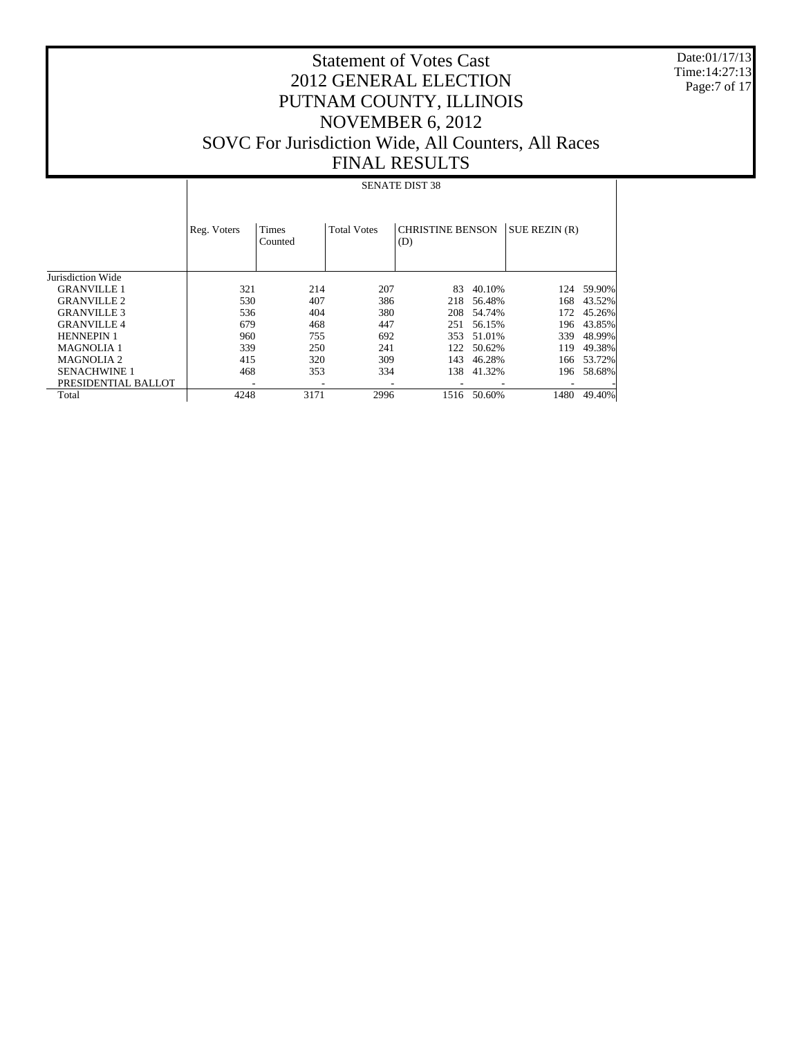# Statement of Votes Cast
# 2012 GENERAL ELECTION
# PUTNAM COUNTY, ILLINOIS
# NOVEMBER 6, 2012
# SOVC For Jurisdiction Wide, All Counters, All Races
# FINAL RESULTS

Date:01/17/13
Time:14:27:13

## SENATE DIST 38

| | Reg. Voters | Times Counted | Total Votes | CHRISTINE BENSON (D) | | SUE REZIN (R) | |
|---|---|---|---|---|---|---|---|
| Jurisdiction Wide | | | | | | | |
| GRANVILLE 1 | 321 | 214 | 207 | 83 | 40.10% | 124 | 59.90% |
| GRANVILLE 2 | 530 | 407 | 386 | 218 | 56.48% | 168 | 43.52% |
| GRANVILLE 3 | 536 | 404 | 380 | 208 | 54.74% | 172 | 45.26% |
| GRANVILLE 4 | 679 | 468 | 447 | 251 | 56.15% | 196 | 43.85% |
| HENNEPIN 1 | 960 | 755 | 692 | 353 | 51.01% | 339 | 48.99% |
| MAGNOLIA 1 | 339 | 250 | 241 | 122 | 50.62% | 119 | 49.38% |
| MAGNOLIA 2 | 415 | 320 | 309 | 143 | 46.28% | 166 | 53.72% |
| SENACHWINE 1 | 468 | 353 | 334 | 138 | 41.32% | 196 | 58.68% |
| PRESIDENTIAL BALLOT | - | - | - | - | - | - | - |
| Total | 4248 | 3171 | 2996 | 1516 | 50.60% | 1480 | 49.40% |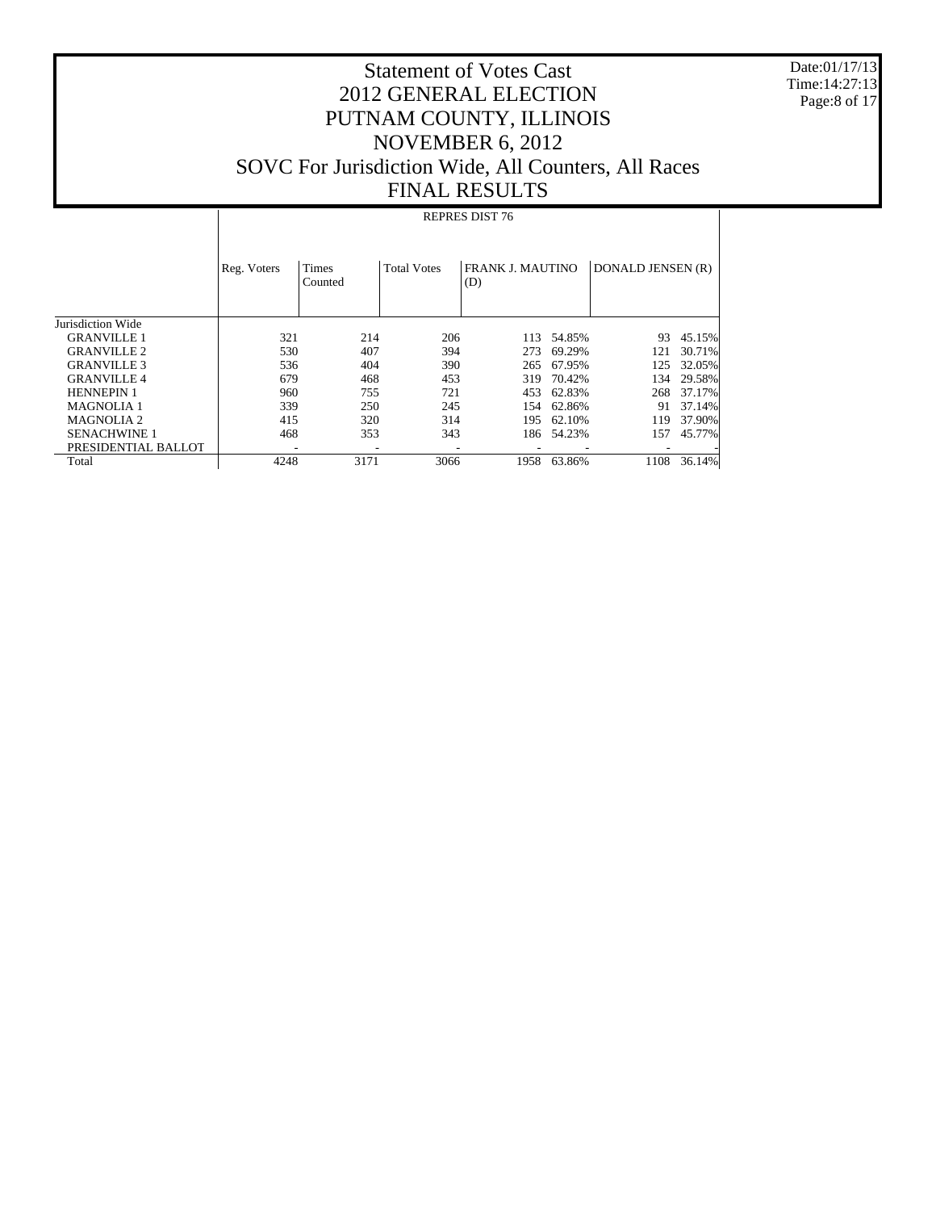# Statement of Votes Cast
## 2012 GENERAL ELECTION
## PUTNAM COUNTY, ILLINOIS
## NOVEMBER 6, 2012
## SOVC For Jurisdiction Wide, All Counters, All Races
## FINAL RESULTS

Date:01/17/13
Time:14:27:13

| | REPRES DIST 76 | | | | | | |
|---|---|---|---|---|---|---|---|
| | Reg. Voters | Times Counted | Total Votes | FRANK J. MAUTINO (D) | | DONALD JENSEN (R) | |
| Jurisdiction Wide | | | | | | | |
| GRANVILLE 1 | 321 | 214 | 206 | 113 | 54.85% | 93 | 45.15% |
| GRANVILLE 2 | 530 | 407 | 394 | 273 | 69.29% | 121 | 30.71% |
| GRANVILLE 3 | 536 | 404 | 390 | 265 | 67.95% | 125 | 32.05% |
| GRANVILLE 4 | 679 | 468 | 453 | 319 | 70.42% | 134 | 29.58% |
| HENNEPIN 1 | 960 | 755 | 721 | 453 | 62.83% | 268 | 37.17% |
| MAGNOLIA 1 | 339 | 250 | 245 | 154 | 62.86% | 91 | 37.14% |
| MAGNOLIA 2 | 415 | 320 | 314 | 195 | 62.10% | 119 | 37.90% |
| SENACHWINE 1 | 468 | 353 | 343 | 186 | 54.23% | 157 | 45.77% |
| PRESIDENTIAL BALLOT | - | - | - | - | - | - | - |
| Total | 4248 | 3171 | 3066 | 1958 | 63.86% | 1108 | 36.14% |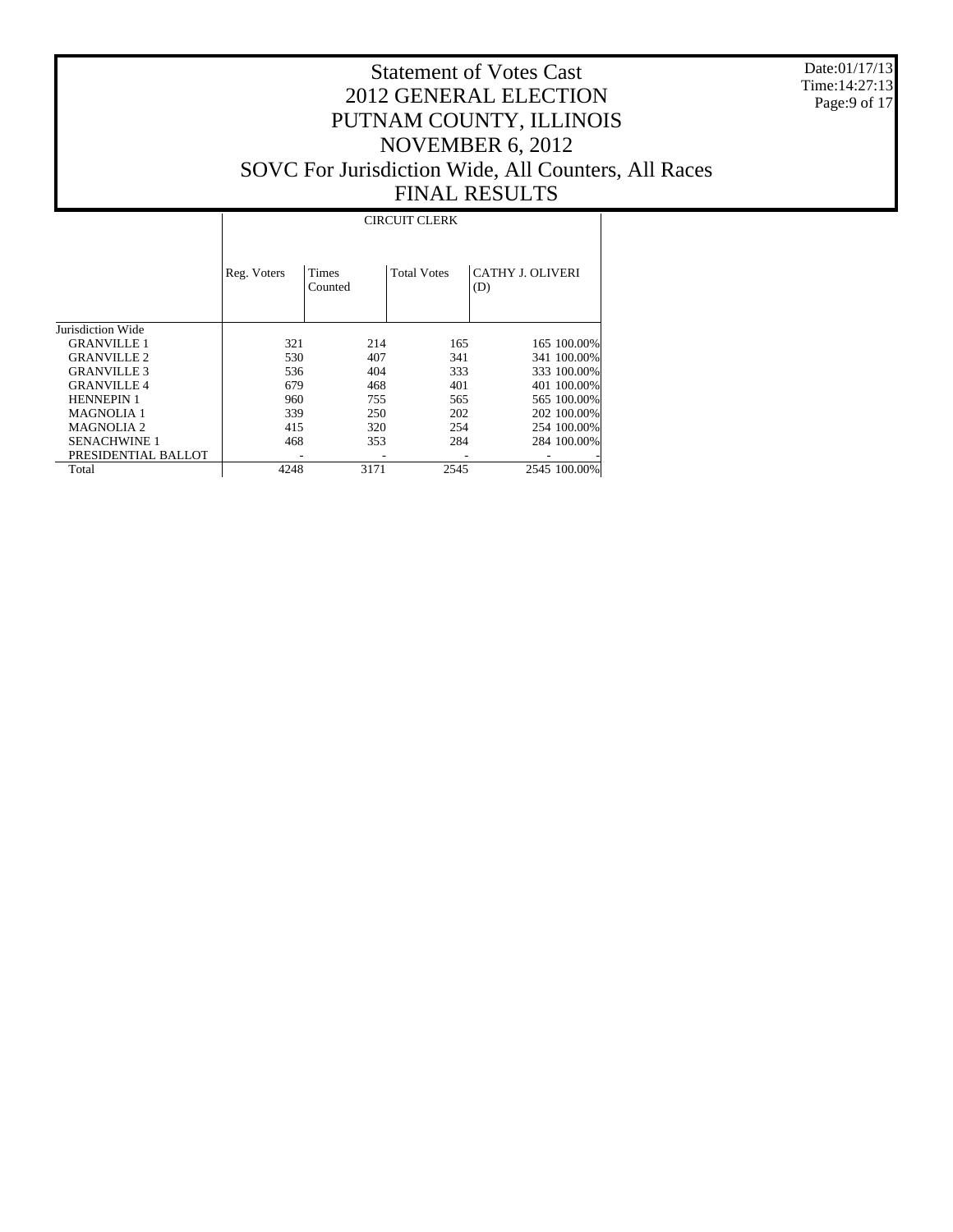# Statement of Votes Cast
# 2012 GENERAL ELECTION
# PUTNAM COUNTY, ILLINOIS
# NOVEMBER 6, 2012
# SOVC For Jurisdiction Wide, All Counters, All Races
# FINAL RESULTS

Date:01/17/13
Time:14:27:13

| | CIRCUIT CLERK | | | | |
|---|---|---|---|---|---|
| | Reg. Voters | Times Counted | Total Votes | CATHY J. OLIVERI (D) | |
| Jurisdiction Wide | | | | | |
| GRANVILLE 1 | 321 | 214 | 165 | 165 | 100.00% |
| GRANVILLE 2 | 530 | 407 | 341 | 341 | 100.00% |
| GRANVILLE 3 | 536 | 404 | 333 | 333 | 100.00% |
| GRANVILLE 4 | 679 | 468 | 401 | 401 | 100.00% |
| HENNEPIN 1 | 960 | 755 | 565 | 565 | 100.00% |
| MAGNOLIA 1 | 339 | 250 | 202 | 202 | 100.00% |
| MAGNOLIA 2 | 415 | 320 | 254 | 254 | 100.00% |
| SENACHWINE 1 | 468 | 353 | 284 | 284 | 100.00% |
| PRESIDENTIAL BALLOT | - | - | - | - | - |
| Total | 4248 | 3171 | 2545 | 2545 | 100.00% |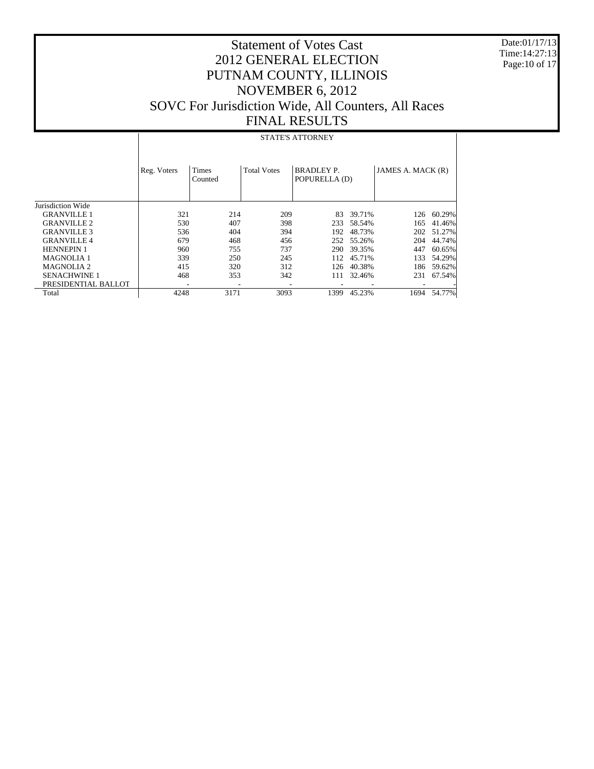# Statement of Votes Cast
# 2012 GENERAL ELECTION
# PUTNAM COUNTY, ILLINOIS
# NOVEMBER 6, 2012
# SOVC For Jurisdiction Wide, All Counters, All Races
# FINAL RESULTS

Date:01/17/13
Time:14:27:13

| | STATE'S ATTORNEY | | | | | | |
|---|---|---|---|---|---|---|---|
| | Reg. Voters | Times Counted | Total Votes | BRADLEY P. POPURELLA (D) | | JAMES A. MACK (R) | |
| Jurisdiction Wide | | | | | | | |
| GRANVILLE 1 | 321 | 214 | 209 | 83 | 39.71% | 126 | 60.29% |
| GRANVILLE 2 | 530 | 407 | 398 | 233 | 58.54% | 165 | 41.46% |
| GRANVILLE 3 | 536 | 404 | 394 | 192 | 48.73% | 202 | 51.27% |
| GRANVILLE 4 | 679 | 468 | 456 | 252 | 55.26% | 204 | 44.74% |
| HENNEPIN 1 | 960 | 755 | 737 | 290 | 39.35% | 447 | 60.65% |
| MAGNOLIA 1 | 339 | 250 | 245 | 112 | 45.71% | 133 | 54.29% |
| MAGNOLIA 2 | 415 | 320 | 312 | 126 | 40.38% | 186 | 59.62% |
| SENACHWINE 1 | 468 | 353 | 342 | 111 | 32.46% | 231 | 67.54% |
| PRESIDENTIAL BALLOT | - | - | - | - | - | - | - |
| Total | 4248 | 3171 | 3093 | 1399 | 45.23% | 1694 | 54.77% |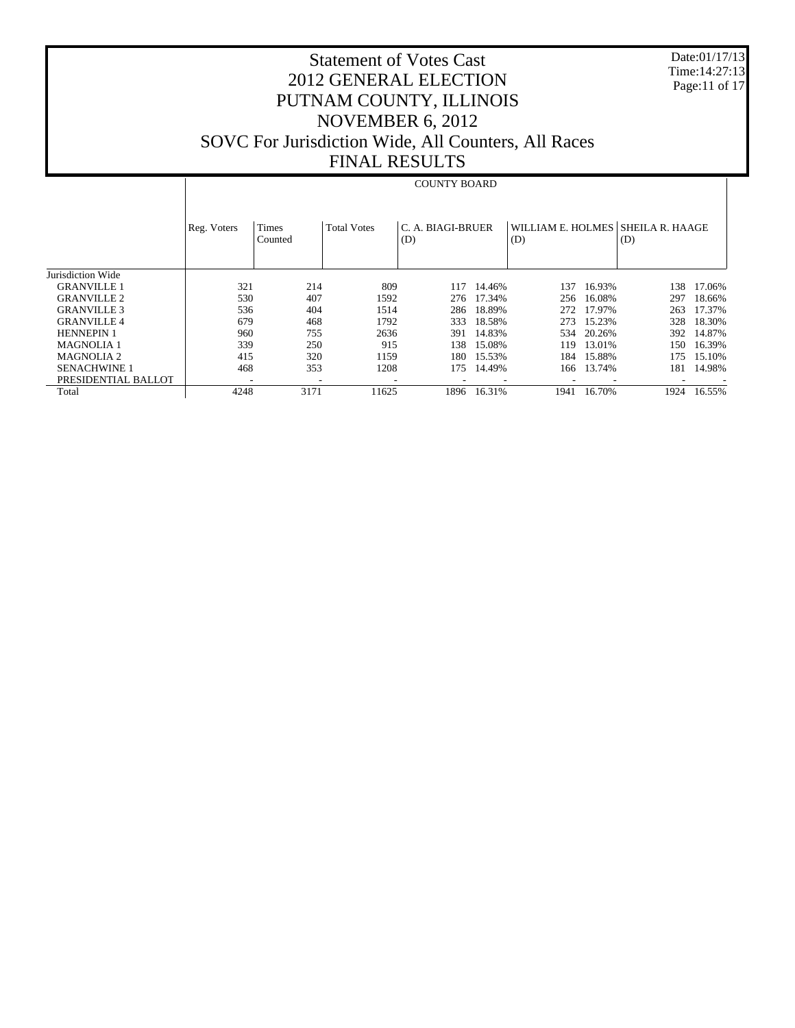# Statement of Votes Cast
# 2012 GENERAL ELECTION
# PUTNAM COUNTY, ILLINOIS
# NOVEMBER 6, 2012
# SOVC For Jurisdiction Wide, All Counters, All Races
# FINAL RESULTS

Date:01/17/13
Time:14:27:13

| | COUNTY BOARD | | | | | | | | |
|---|---|---|---|---|---|---|---|---|---|
| | Reg. Voters | Times Counted | Total Votes | C. A. BIAGI-BRUER (D) | | WILLIAM E. HOLMES (D) | | SHEILA R. HAAGE (D) | |
| Jurisdiction Wide | | | | | | | | | |
| GRANVILLE 1 | 321 | 214 | 809 | 117 | 14.46% | 137 | 16.93% | 138 | 17.06% |
| GRANVILLE 2 | 530 | 407 | 1592 | 276 | 17.34% | 256 | 16.08% | 297 | 18.66% |
| GRANVILLE 3 | 536 | 404 | 1514 | 286 | 18.89% | 272 | 17.97% | 263 | 17.37% |
| GRANVILLE 4 | 679 | 468 | 1792 | 333 | 18.58% | 273 | 15.23% | 328 | 18.30% |
| HENNEPIN 1 | 960 | 755 | 2636 | 391 | 14.83% | 534 | 20.26% | 392 | 14.87% |
| MAGNOLIA 1 | 339 | 250 | 915 | 138 | 15.08% | 119 | 13.01% | 150 | 16.39% |
| MAGNOLIA 2 | 415 | 320 | 1159 | 180 | 15.53% | 184 | 15.88% | 175 | 15.10% |
| SENACHWINE 1 | 468 | 353 | 1208 | 175 | 14.49% | 166 | 13.74% | 181 | 14.98% |
| PRESIDENTIAL BALLOT | - | - | - | - | - | - | - | - | - |
| Total | 4248 | 3171 | 11625 | 1896 | 16.31% | 1941 | 16.70% | 1924 | 16.55% |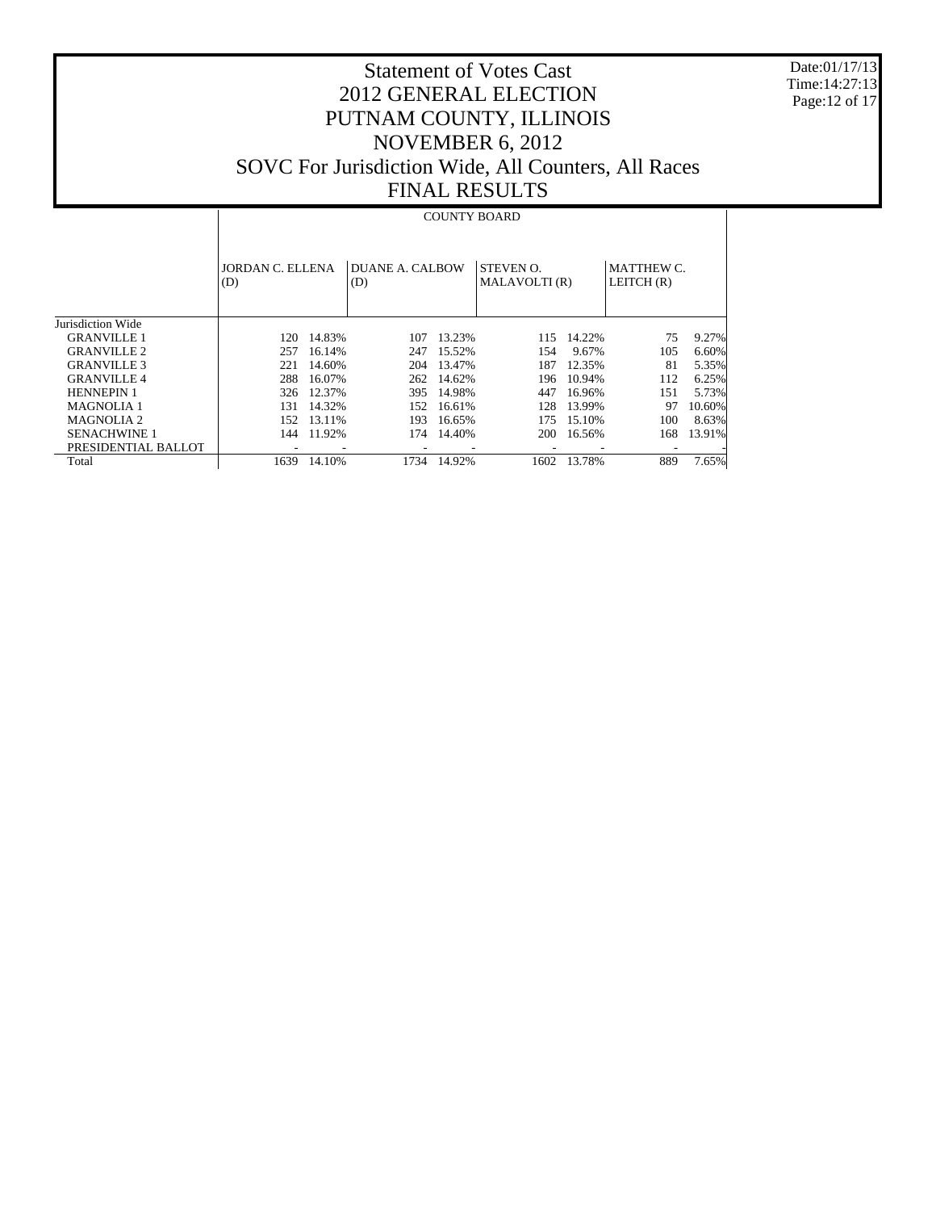# Statement of Votes Cast
# 2012 GENERAL ELECTION
# PUTNAM COUNTY, ILLINOIS
# NOVEMBER 6, 2012
# SOVC For Jurisdiction Wide, All Counters, All Races
# FINAL RESULTS

Date:01/17/13
Time:14:27:13

| | COUNTY BOARD | | | | | | | |
|---|---|---|---|---|---|---|---|---|
| | JORDAN C. ELLENA (D) | | DUANE A. CALBOW (D) | | STEVEN O. MALAVOLTI (R) | | MATTHEW C. LEITCH (R) | |
| Jurisdiction Wide | | | | | | | | |
| GRANVILLE 1 | 120 | 14.83% | 107 | 13.23% | 115 | 14.22% | 75 | 9.27% |
| GRANVILLE 2 | 257 | 16.14% | 247 | 15.52% | 154 | 9.67% | 105 | 6.60% |
| GRANVILLE 3 | 221 | 14.60% | 204 | 13.47% | 187 | 12.35% | 81 | 5.35% |
| GRANVILLE 4 | 288 | 16.07% | 262 | 14.62% | 196 | 10.94% | 112 | 6.25% |
| HENNEPIN 1 | 326 | 12.37% | 395 | 14.98% | 447 | 16.96% | 151 | 5.73% |
| MAGNOLIA 1 | 131 | 14.32% | 152 | 16.61% | 128 | 13.99% | 97 | 10.60% |
| MAGNOLIA 2 | 152 | 13.11% | 193 | 16.65% | 175 | 15.10% | 100 | 8.63% |
| SENACHWINE 1 | 144 | 11.92% | 174 | 14.40% | 200 | 16.56% | 168 | 13.91% |
| PRESIDENTIAL BALLOT | - | - | - | - | - | - | - | - |
| Total | 1639 | 14.10% | 1734 | 14.92% | 1602 | 13.78% | 889 | 7.65% |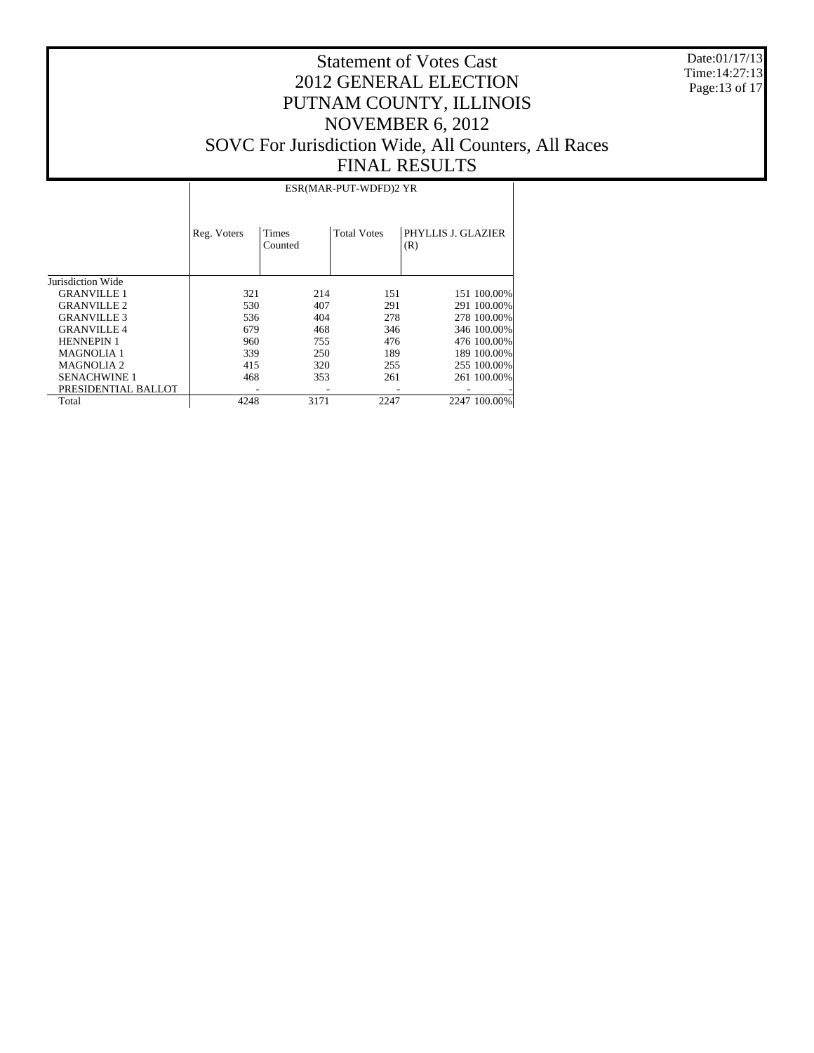# Statement of Votes Cast
# 2012 GENERAL ELECTION
# PUTNAM COUNTY, ILLINOIS
# NOVEMBER 6, 2012
# SOVC For Jurisdiction Wide, All Counters, All Races
# FINAL RESULTS

Date:01/17/13
Time:14:27:13

| | ESR(MAR-PUT-WDFD)2 YR | | | | |
|---|---|---|---|---|---|
| | Reg. Voters | Times Counted | Total Votes | PHYLLIS J. GLAZIER (R) | |
| Jurisdiction Wide | | | | | |
| GRANVILLE 1 | 321 | 214 | 151 | 151 | 100.00% |
| GRANVILLE 2 | 530 | 407 | 291 | 291 | 100.00% |
| GRANVILLE 3 | 536 | 404 | 278 | 278 | 100.00% |
| GRANVILLE 4 | 679 | 468 | 346 | 346 | 100.00% |
| HENNEPIN 1 | 960 | 755 | 476 | 476 | 100.00% |
| MAGNOLIA 1 | 339 | 250 | 189 | 189 | 100.00% |
| MAGNOLIA 2 | 415 | 320 | 255 | 255 | 100.00% |
| SENACHWINE 1 | 468 | 353 | 261 | 261 | 100.00% |
| PRESIDENTIAL BALLOT | - | - | - | - | - |
| Total | 4248 | 3171 | 2247 | 2247 | 100.00% |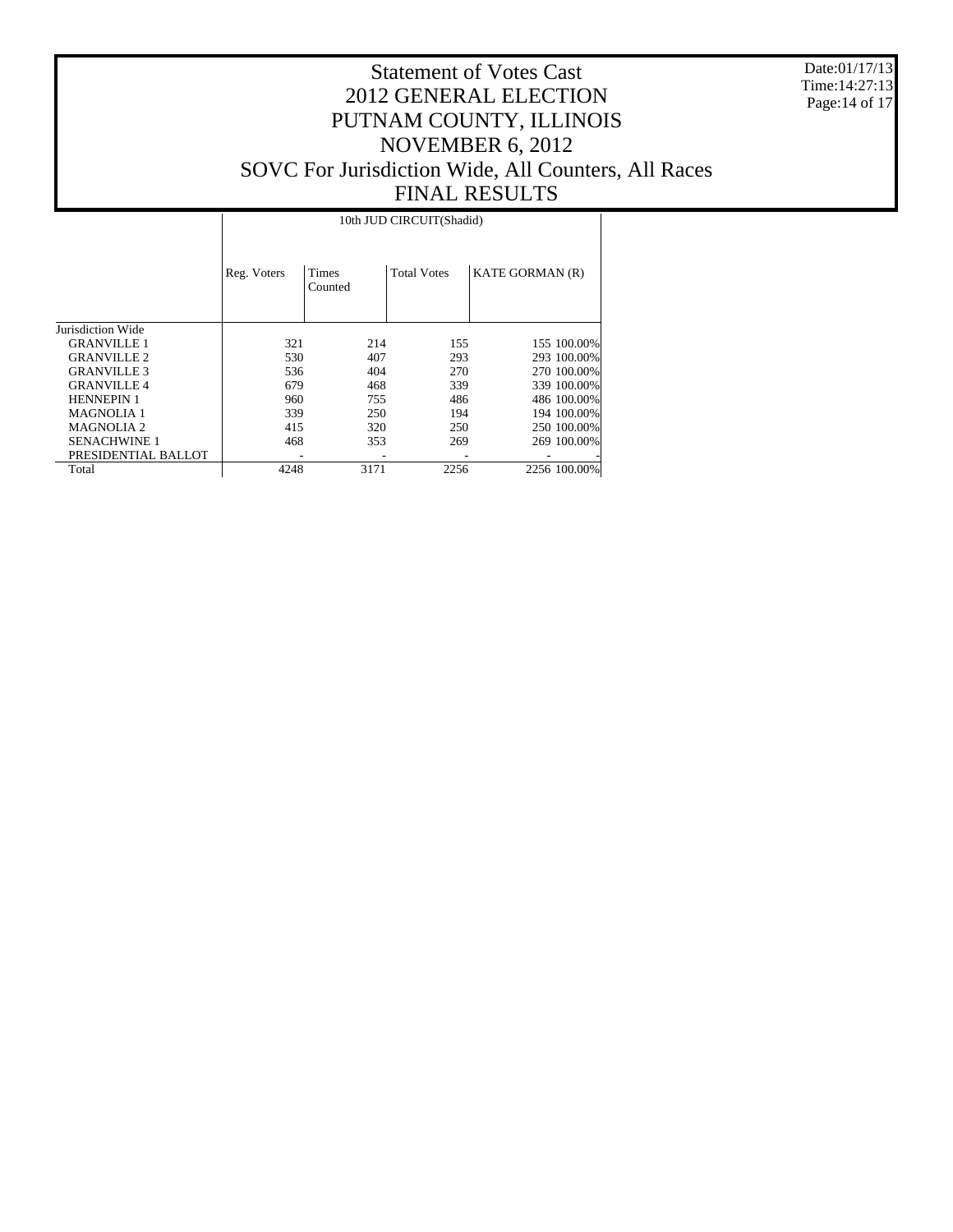# Statement of Votes Cast
# 2012 GENERAL ELECTION
# PUTNAM COUNTY, ILLINOIS
# NOVEMBER 6, 2012
# SOVC For Jurisdiction Wide, All Counters, All Races
# FINAL RESULTS

Date:01/17/13
Time:14:27:13

| | 10th JUD CIRCUIT(Shadid) | | | | |
|---|---|---|---|---|---|
| | Reg. Voters | Times Counted | Total Votes | KATE GORMAN (R) | |
| Jurisdiction Wide | | | | | |
| GRANVILLE 1 | 321 | 214 | 155 | 155 | 100.00% |
| GRANVILLE 2 | 530 | 407 | 293 | 293 | 100.00% |
| GRANVILLE 3 | 536 | 404 | 270 | 270 | 100.00% |
| GRANVILLE 4 | 679 | 468 | 339 | 339 | 100.00% |
| HENNEPIN 1 | 960 | 755 | 486 | 486 | 100.00% |
| MAGNOLIA 1 | 339 | 250 | 194 | 194 | 100.00% |
| MAGNOLIA 2 | 415 | 320 | 250 | 250 | 100.00% |
| SENACHWINE 1 | 468 | 353 | 269 | 269 | 100.00% |
| PRESIDENTIAL BALLOT | - | - | - | - | - |
| Total | 4248 | 3171 | 2256 | 2256 | 100.00% |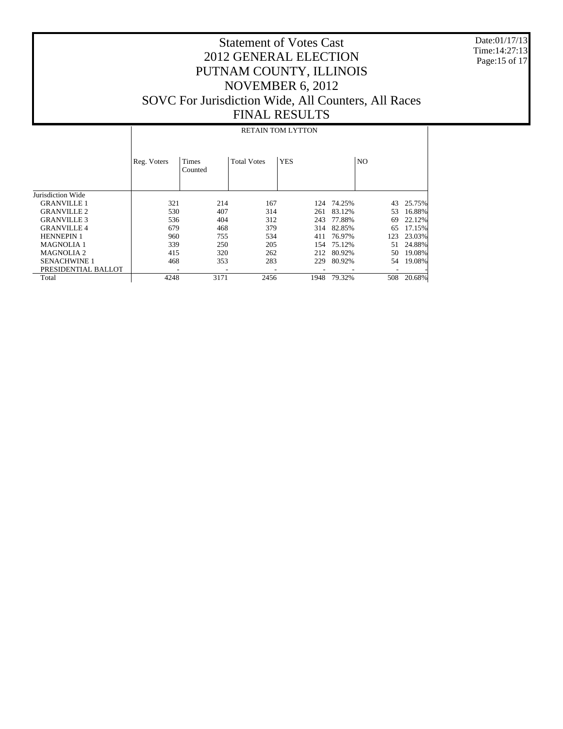# Statement of Votes Cast
## 2012 GENERAL ELECTION
## PUTNAM COUNTY, ILLINOIS
## NOVEMBER 6, 2012
## SOVC For Jurisdiction Wide, All Counters, All Races
## FINAL RESULTS

Date:01/17/13
Time:14:27:13

| | RETAIN TOM LYTTON | | | | | | |
|---|---|---|---|---|---|---|---|
| | Reg. Voters | Times Counted | Total Votes | YES | | NO | |
| Jurisdiction Wide | | | | | | | |
| GRANVILLE 1 | 321 | 214 | 167 | 124 | 74.25% | 43 | 25.75% |
| GRANVILLE 2 | 530 | 407 | 314 | 261 | 83.12% | 53 | 16.88% |
| GRANVILLE 3 | 536 | 404 | 312 | 243 | 77.88% | 69 | 22.12% |
| GRANVILLE 4 | 679 | 468 | 379 | 314 | 82.85% | 65 | 17.15% |
| HENNEPIN 1 | 960 | 755 | 534 | 411 | 76.97% | 123 | 23.03% |
| MAGNOLIA 1 | 339 | 250 | 205 | 154 | 75.12% | 51 | 24.88% |
| MAGNOLIA 2 | 415 | 320 | 262 | 212 | 80.92% | 50 | 19.08% |
| SENACHWINE 1 | 468 | 353 | 283 | 229 | 80.92% | 54 | 19.08% |
| PRESIDENTIAL BALLOT | - | - | - | - | - | - | - |
| Total | 4248 | 3171 | 2456 | 1948 | 79.32% | 508 | 20.68% |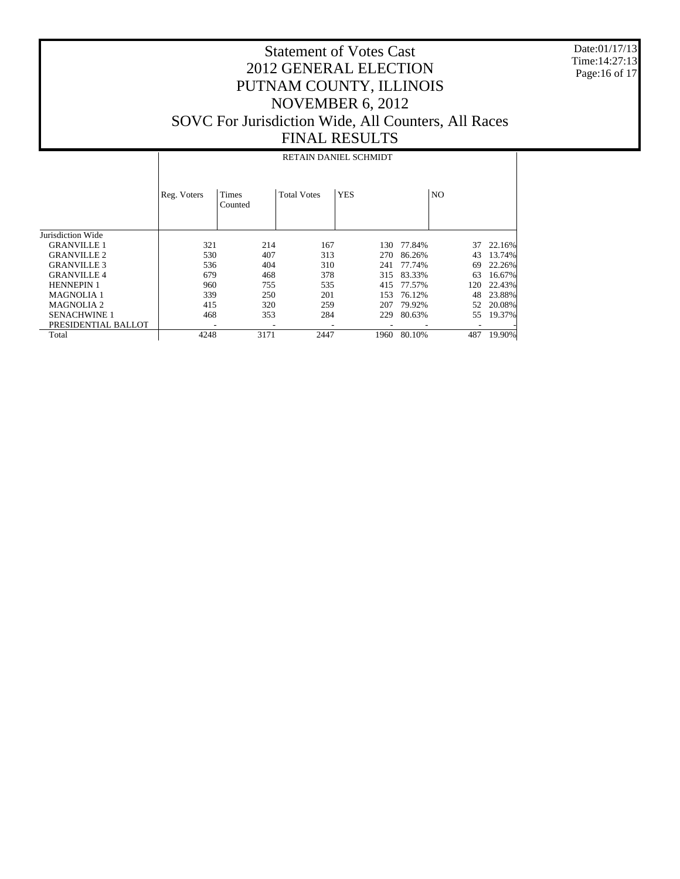# Statement of Votes Cast
# 2012 GENERAL ELECTION
# PUTNAM COUNTY, ILLINOIS
# NOVEMBER 6, 2012
# SOVC For Jurisdiction Wide, All Counters, All Races
# FINAL RESULTS

Date:01/17/13
Time:14:27:13

| | RETAIN DANIEL SCHMIDT | | | | | | |
|---|---|---|---|---|---|---|---|
| | Reg. Voters | Times Counted | Total Votes | YES | | NO | |
| Jurisdiction Wide | | | | | | | |
| GRANVILLE 1 | 321 | 214 | 167 | 130 | 77.84% | 37 | 22.16% |
| GRANVILLE 2 | 530 | 407 | 313 | 270 | 86.26% | 43 | 13.74% |
| GRANVILLE 3 | 536 | 404 | 310 | 241 | 77.74% | 69 | 22.26% |
| GRANVILLE 4 | 679 | 468 | 378 | 315 | 83.33% | 63 | 16.67% |
| HENNEPIN 1 | 960 | 755 | 535 | 415 | 77.57% | 120 | 22.43% |
| MAGNOLIA 1 | 339 | 250 | 201 | 153 | 76.12% | 48 | 23.88% |
| MAGNOLIA 2 | 415 | 320 | 259 | 207 | 79.92% | 52 | 20.08% |
| SENACHWINE 1 | 468 | 353 | 284 | 229 | 80.63% | 55 | 19.37% |
| PRESIDENTIAL BALLOT | - | - | - | - | - | - | - |
| Total | 4248 | 3171 | 2447 | 1960 | 80.10% | 487 | 19.90% |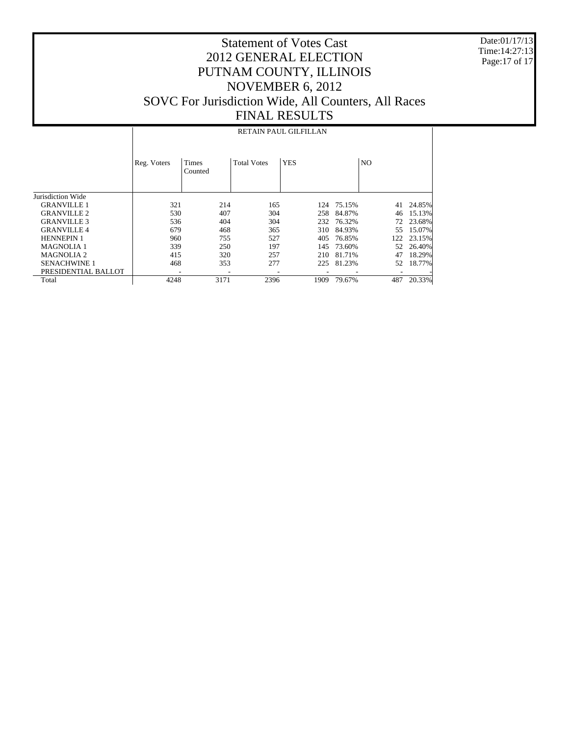# Statement of Votes Cast
# 2012 GENERAL ELECTION
# PUTNAM COUNTY, ILLINOIS
# NOVEMBER 6, 2012
# SOVC For Jurisdiction Wide, All Counters, All Races
# FINAL RESULTS

Date:01/17/13
Time:14:27:13

| | RETAIN PAUL GILFILLAN | | | | | | |
|---|---|---|---|---|---|---|---|
| | Reg. Voters | Times Counted | Total Votes | YES | | NO | |
| Jurisdiction Wide | | | | | | | |
| GRANVILLE 1 | 321 | 214 | 165 | 124 | 75.15% | 41 | 24.85% |
| GRANVILLE 2 | 530 | 407 | 304 | 258 | 84.87% | 46 | 15.13% |
| GRANVILLE 3 | 536 | 404 | 304 | 232 | 76.32% | 72 | 23.68% |
| GRANVILLE 4 | 679 | 468 | 365 | 310 | 84.93% | 55 | 15.07% |
| HENNEPIN 1 | 960 | 755 | 527 | 405 | 76.85% | 122 | 23.15% |
| MAGNOLIA 1 | 339 | 250 | 197 | 145 | 73.60% | 52 | 26.40% |
| MAGNOLIA 2 | 415 | 320 | 257 | 210 | 81.71% | 47 | 18.29% |
| SENACHWINE 1 | 468 | 353 | 277 | 225 | 81.23% | 52 | 18.77% |
| PRESIDENTIAL BALLOT | - | - | - | - | - | - | - |
| Total | 4248 | 3171 | 2396 | 1909 | 79.67% | 487 | 20.33% |